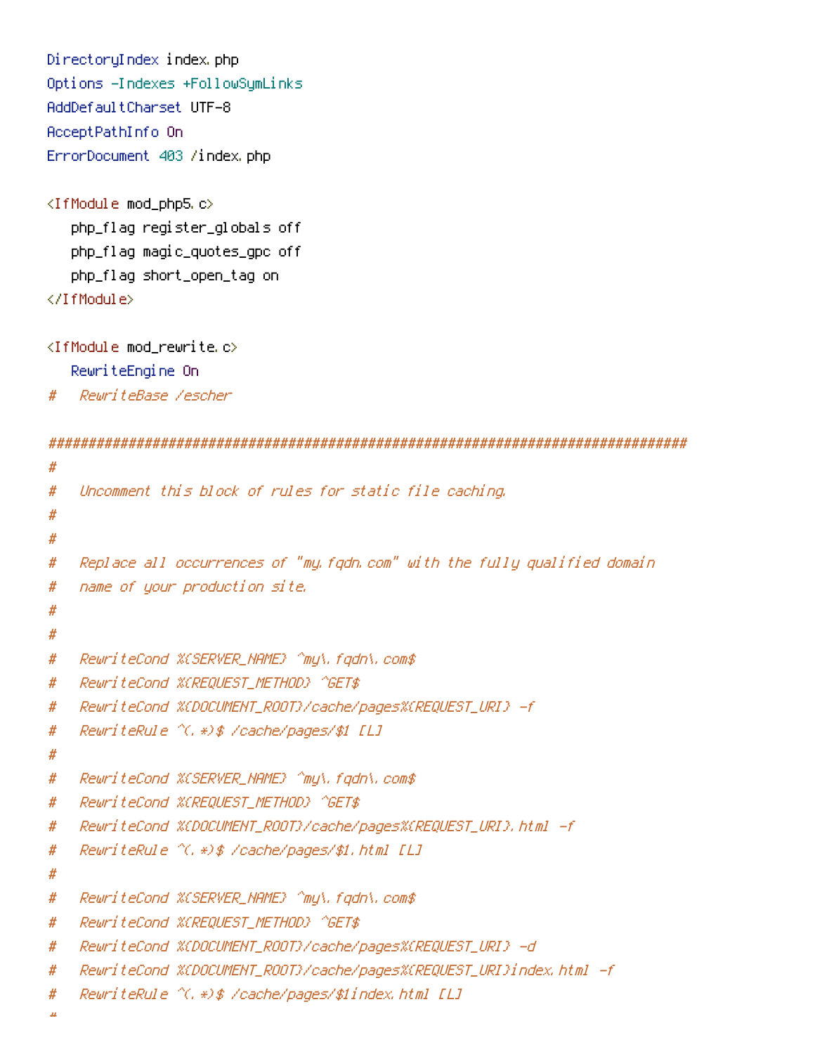```
DirectoryIndex index.php
Options -Indexes +FollowSymLinks
AddDefaultCharset UTF-8
AcceptPathInfo On
ErrorDocument 403 /index.php

<IfModule mod_php5.c>
   php_flag register_globals off
   php_flag magic_quotes_gpc off
   php_flag short_open_tag on
</IfModule>

<IfModule mod_rewrite.c>
   RewriteEngine On
#   RewriteBase /escher

######################################################################################
#
#   Uncomment this block of rules for static file caching.
#
#
#   Replace all occurrences of "my.fqdn.com" with the fully qualified domain
#   name of your production site.
#
#
#   RewriteCond %{SERVER_NAME} ^my\.fqdn\.com$
#   RewriteCond %{REQUEST_METHOD} ^GET$
#   RewriteCond %{DOCUMENT_ROOT}/cache/pages%{REQUEST_URI} -f
#   RewriteRule ^(.*)$ /cache/pages/$1 [L]
#
#   RewriteCond %{SERVER_NAME} ^my\.fqdn\.com$
#   RewriteCond %{REQUEST_METHOD} ^GET$
#   RewriteCond %{DOCUMENT_ROOT}/cache/pages%{REQUEST_URI}.html -f
#   RewriteRule ^(.*)$ /cache/pages/$1.html [L]
#
#   RewriteCond %{SERVER_NAME} ^my\.fqdn\.com$
#   RewriteCond %{REQUEST_METHOD} ^GET$
#   RewriteCond %{DOCUMENT_ROOT}/cache/pages%{REQUEST_URI} -d
#   RewriteCond %{DOCUMENT_ROOT}/cache/pages%{REQUEST_URI}index.html -f
#   RewriteRule ^(.*)$ /cache/pages/$1index.html [L]
#
```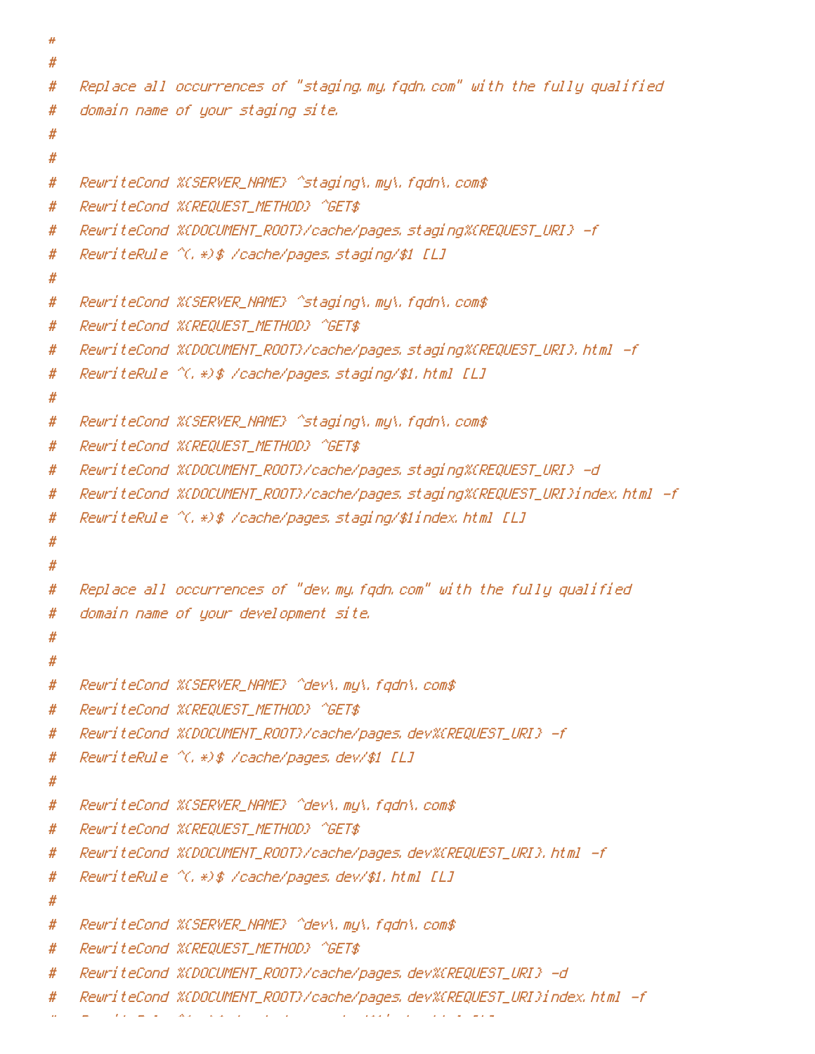```
#
#
#   Replace all occurrences of "staging.my.fqdn.com" with the fully qualified
#   domain name of your staging site.
#
#
#   RewriteCond %{SERVER_NAME} ^staging\.my\.fqdn\.com$
#   RewriteCond %{REQUEST_METHOD} ^GET$
#   RewriteCond %{DOCUMENT_ROOT}/cache/pages.staging%{REQUEST_URI} -f
#   RewriteRule ^(.*)$ /cache/pages.staging/$1 [L]
#
#   RewriteCond %{SERVER_NAME} ^staging\.my\.fqdn\.com$
#   RewriteCond %{REQUEST_METHOD} ^GET$
#   RewriteCond %{DOCUMENT_ROOT}/cache/pages.staging%{REQUEST_URI}.html -f
#   RewriteRule ^(.*)$ /cache/pages.staging/$1.html [L]
#
#   RewriteCond %{SERVER_NAME} ^staging\.my\.fqdn\.com$
#   RewriteCond %{REQUEST_METHOD} ^GET$
#   RewriteCond %{DOCUMENT_ROOT}/cache/pages.staging%{REQUEST_URI} -d
#   RewriteCond %{DOCUMENT_ROOT}/cache/pages.staging%{REQUEST_URI}index.html -f
#   RewriteRule ^(.*)$ /cache/pages.staging/$1index.html [L]
#
#
#   Replace all occurrences of "dev.my.fqdn.com" with the fully qualified
#   domain name of your development site.
#
#
#   RewriteCond %{SERVER_NAME} ^dev\.my\.fqdn\.com$
#   RewriteCond %{REQUEST_METHOD} ^GET$
#   RewriteCond %{DOCUMENT_ROOT}/cache/pages.dev%{REQUEST_URI} -f
#   RewriteRule ^(.*)$ /cache/pages.dev/$1 [L]
#
#   RewriteCond %{SERVER_NAME} ^dev\.my\.fqdn\.com$
#   RewriteCond %{REQUEST_METHOD} ^GET$
#   RewriteCond %{DOCUMENT_ROOT}/cache/pages.dev%{REQUEST_URI}.html -f
#   RewriteRule ^(.*)$ /cache/pages.dev/$1.html [L]
#
#   RewriteCond %{SERVER_NAME} ^dev\.my\.fqdn\.com$
#   RewriteCond %{REQUEST_METHOD} ^GET$
#   RewriteCond %{DOCUMENT_ROOT}/cache/pages.dev%{REQUEST_URI} -d
#   RewriteCond %{DOCUMENT_ROOT}/cache/pages.dev%{REQUEST_URI}index.html -f
```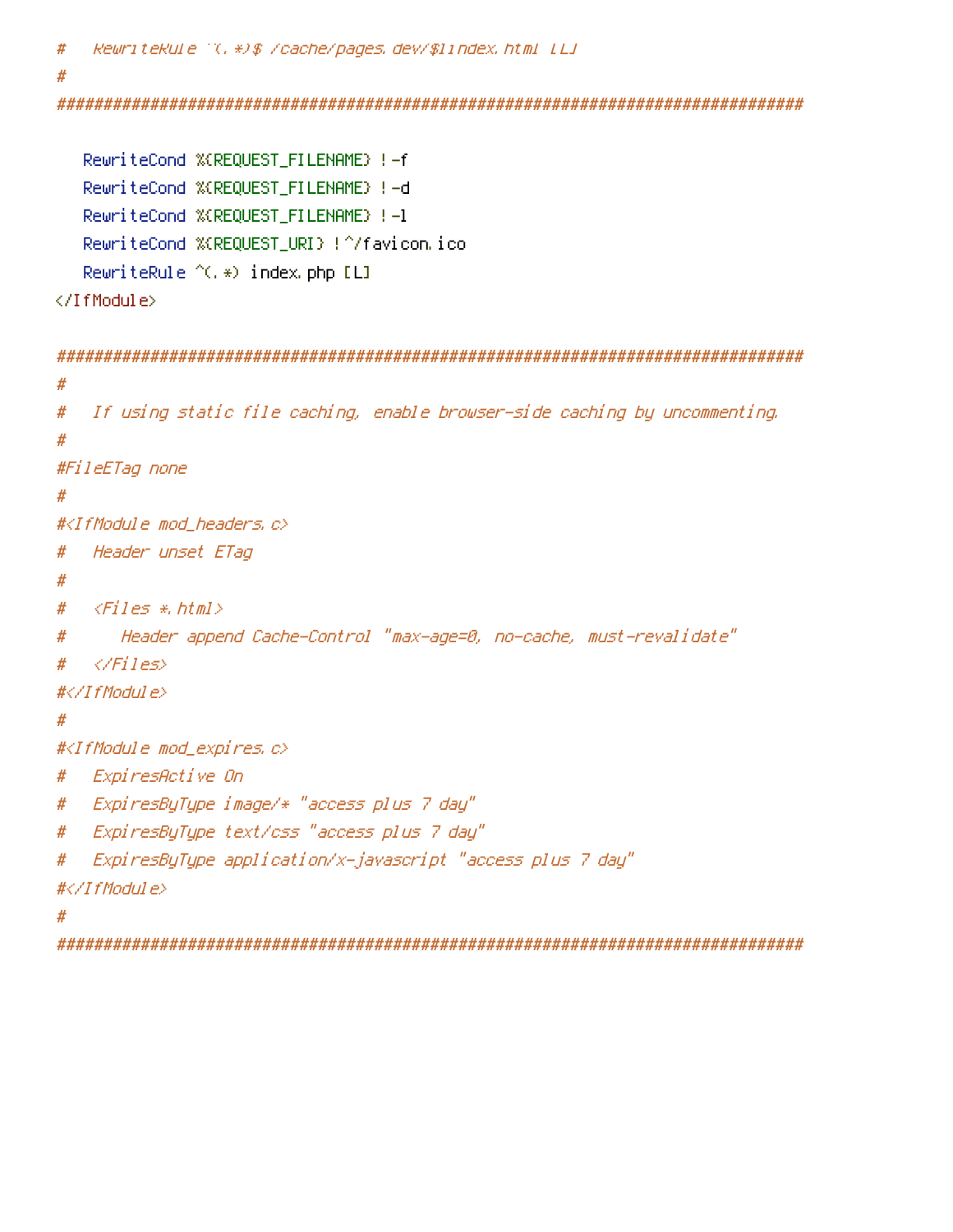```
#   RewriteRule ^(.*)$ /cache/pages.dev/$1index.html [L]
#
##################################################################################

   RewriteCond %{REQUEST_FILENAME} !-f
   RewriteCond %{REQUEST_FILENAME} !-d
   RewriteCond %{REQUEST_FILENAME} !-l
   RewriteCond %{REQUEST_URI} !^/favicon.ico
   RewriteRule ^(.*) index.php [L]
</IfModule>

##################################################################################
#
#   If using static file caching, enable browser-side caching by uncommenting.
#
#FileETag none
#
#<IfModule mod_headers.c>
#   Header unset ETag
#
#   <Files *.html>
#      Header append Cache-Control "max-age=0, no-cache, must-revalidate"
#   </Files>
#</IfModule>
#
#<IfModule mod_expires.c>
#   ExpiresActive On
#   ExpiresByType image/* "access plus 7 day"
#   ExpiresByType text/css "access plus 7 day"
#   ExpiresByType application/x-javascript "access plus 7 day"
#</IfModule>
#
##################################################################################
```